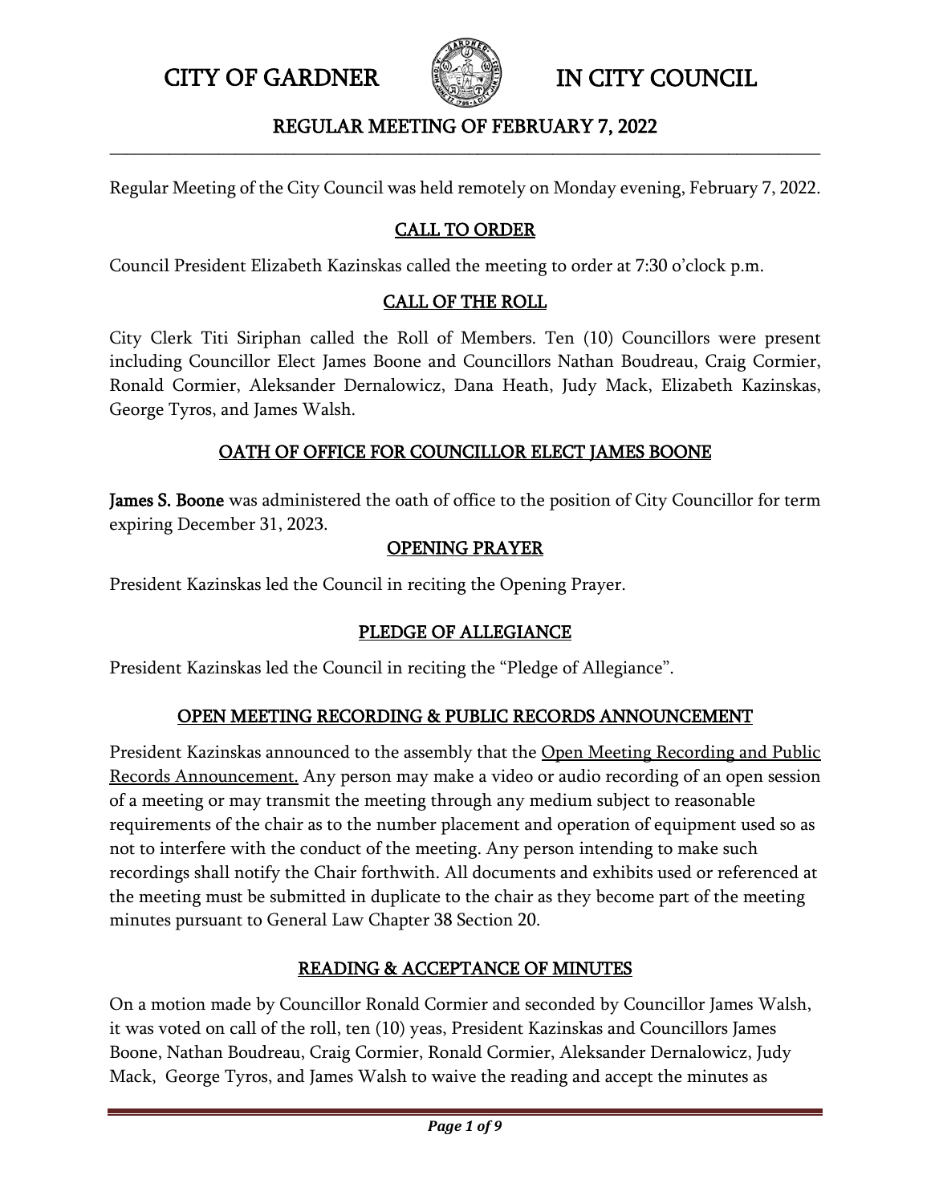# CITY OF GARDNER IN CITY COUNCIL

## REGULAR MEETING OF FEBRUARY 7, 2022

Regular Meeting of the City Council was held remotely on Monday evening, February 7, 2022.

### CALL TO ORDER

Council President Elizabeth Kazinskas called the meeting to order at 7:30 o'clock p.m.

### CALL OF THE ROLL

City Clerk Titi Siriphan called the Roll of Members. Ten (10) Councillors were present including Councillor Elect James Boone and Councillors Nathan Boudreau, Craig Cormier, Ronald Cormier, Aleksander Dernalowicz, Dana Heath, Judy Mack, Elizabeth Kazinskas, George Tyros, and James Walsh.

### OATH OF OFFICE FOR COUNCILLOR ELECT JAMES BOONE

**James S. Boone** was administered the oath of office to the position of City Councillor for term expiring December 31, 2023.

### OPENING PRAYER

President Kazinskas led the Council in reciting the Opening Prayer.

### PLEDGE OF ALLEGIANCE

President Kazinskas led the Council in reciting the "Pledge of Allegiance".

### OPEN MEETING RECORDING & PUBLIC RECORDS ANNOUNCEMENT

President Kazinskas announced to the assembly that the Open Meeting Recording and Public Records Announcement. Any person may make a video or audio recording of an open session of a meeting or may transmit the meeting through any medium subject to reasonable requirements of the chair as to the number placement and operation of equipment used so as not to interfere with the conduct of the meeting. Any person intending to make such recordings shall notify the Chair forthwith. All documents and exhibits used or referenced at the meeting must be submitted in duplicate to the chair as they become part of the meeting minutes pursuant to General Law Chapter 38 Section 20.

### READING & ACCEPTANCE OF MINUTES

On a motion made by Councillor Ronald Cormier and seconded by Councillor James Walsh, it was voted on call of the roll, ten (10) yeas, President Kazinskas and Councillors James Boone, Nathan Boudreau, Craig Cormier, Ronald Cormier, Aleksander Dernalowicz, Judy Mack, George Tyros, and James Walsh to waive the reading and accept the minutes as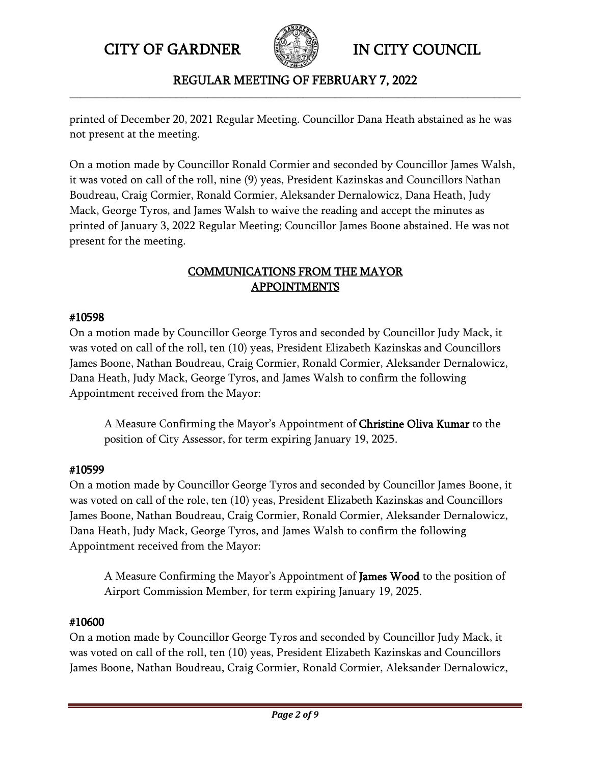printed of December 20, 2021 Regular Meeting. Councillor Dana Heath abstained as he was not present at the meeting.

On a motion made by Councillor Ronald Cormier and seconded by Councillor James Walsh, it was voted on call of the roll, nine (9) yeas, President Kazinskas and Councillors Nathan Boudreau, Craig Cormier, Ronald Cormier, Aleksander Dernalowicz, Dana Heath, Judy Mack, George Tyros, and James Walsh to waive the reading and accept the minutes as printed of January 3, 2022 Regular Meeting; Councillor James Boone abstained. He was not present for the meeting.

## COMMUNICATIONS FROM THE MAYOR
## APPOINTMENTS

**#10598**

On a motion made by Councillor George Tyros and seconded by Councillor Judy Mack, it was voted on call of the roll, ten (10) yeas, President Elizabeth Kazinskas and Councillors James Boone, Nathan Boudreau, Craig Cormier, Ronald Cormier, Aleksander Dernalowicz, Dana Heath, Judy Mack, George Tyros, and James Walsh to confirm the following Appointment received from the Mayor:

> A Measure Confirming the Mayor's Appointment of **Christine Oliva Kumar** to the position of City Assessor, for term expiring January 19, 2025.

**#10599**

On a motion made by Councillor George Tyros and seconded by Councillor James Boone, it was voted on call of the role, ten (10) yeas, President Elizabeth Kazinskas and Councillors James Boone, Nathan Boudreau, Craig Cormier, Ronald Cormier, Aleksander Dernalowicz, Dana Heath, Judy Mack, George Tyros, and James Walsh to confirm the following Appointment received from the Mayor:

> A Measure Confirming the Mayor's Appointment of **James Wood** to the position of Airport Commission Member, for term expiring January 19, 2025.

**#10600**

On a motion made by Councillor George Tyros and seconded by Councillor Judy Mack, it was voted on call of the roll, ten (10) yeas, President Elizabeth Kazinskas and Councillors James Boone, Nathan Boudreau, Craig Cormier, Ronald Cormier, Aleksander Dernalowicz,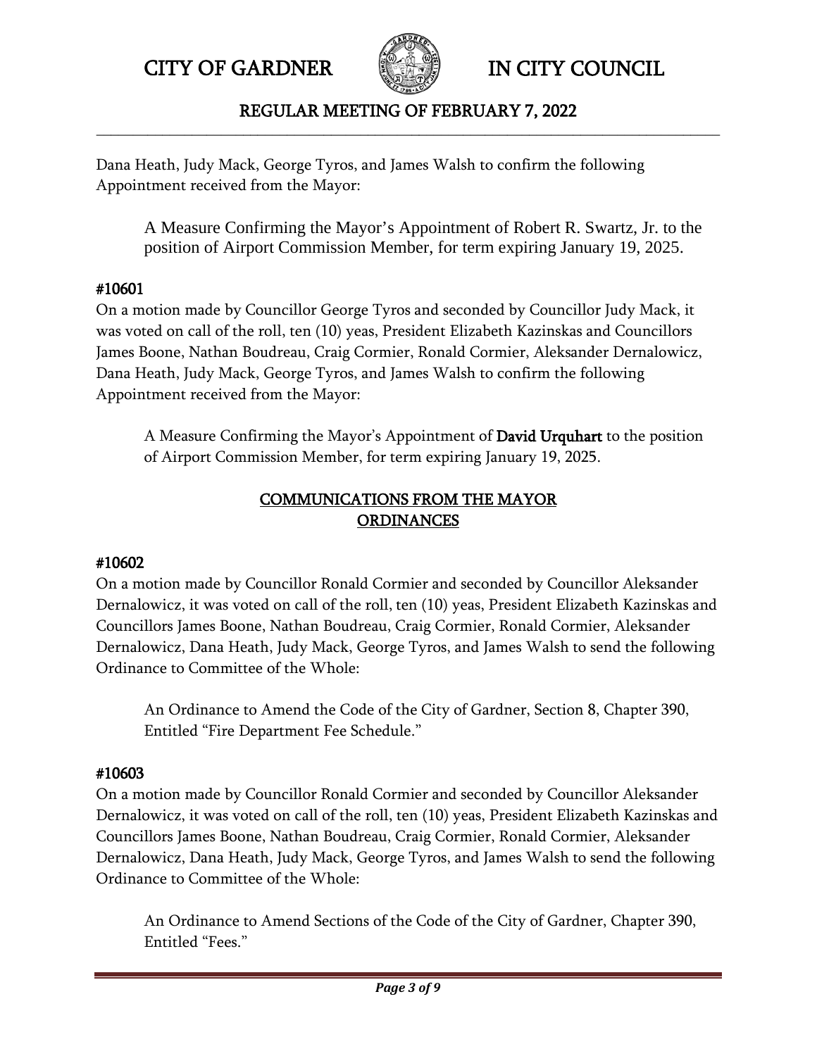Dana Heath, Judy Mack, George Tyros, and James Walsh to confirm the following Appointment received from the Mayor:

> A Measure Confirming the Mayor's Appointment of Robert R. Swartz, Jr. to the position of Airport Commission Member, for term expiring January 19, 2025.

**#10601**

On a motion made by Councillor George Tyros and seconded by Councillor Judy Mack, it was voted on call of the roll, ten (10) yeas, President Elizabeth Kazinskas and Councillors James Boone, Nathan Boudreau, Craig Cormier, Ronald Cormier, Aleksander Dernalowicz, Dana Heath, Judy Mack, George Tyros, and James Walsh to confirm the following Appointment received from the Mayor:

> A Measure Confirming the Mayor's Appointment of **David Urquhart** to the position of Airport Commission Member, for term expiring January 19, 2025.

## COMMUNICATIONS FROM THE MAYOR
## ORDINANCES

**#10602**

On a motion made by Councillor Ronald Cormier and seconded by Councillor Aleksander Dernalowicz, it was voted on call of the roll, ten (10) yeas, President Elizabeth Kazinskas and Councillors James Boone, Nathan Boudreau, Craig Cormier, Ronald Cormier, Aleksander Dernalowicz, Dana Heath, Judy Mack, George Tyros, and James Walsh to send the following Ordinance to Committee of the Whole:

> An Ordinance to Amend the Code of the City of Gardner, Section 8, Chapter 390, Entitled "Fire Department Fee Schedule."

**#10603**

On a motion made by Councillor Ronald Cormier and seconded by Councillor Aleksander Dernalowicz, it was voted on call of the roll, ten (10) yeas, President Elizabeth Kazinskas and Councillors James Boone, Nathan Boudreau, Craig Cormier, Ronald Cormier, Aleksander Dernalowicz, Dana Heath, Judy Mack, George Tyros, and James Walsh to send the following Ordinance to Committee of the Whole:

> An Ordinance to Amend Sections of the Code of the City of Gardner, Chapter 390, Entitled "Fees."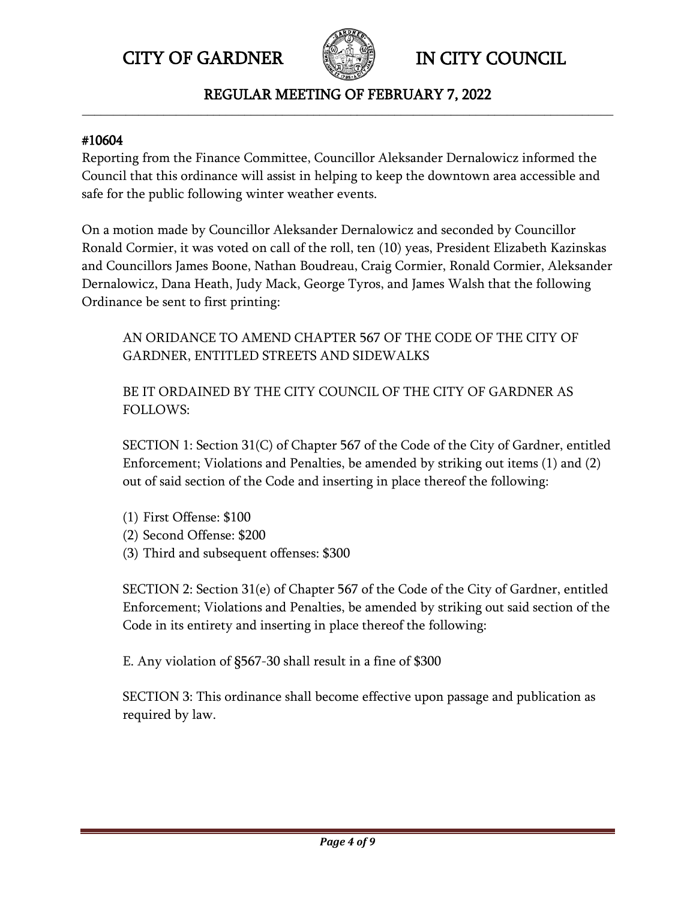#10604

Reporting from the Finance Committee, Councillor Aleksander Dernalowicz informed the Council that this ordinance will assist in helping to keep the downtown area accessible and safe for the public following winter weather events.

On a motion made by Councillor Aleksander Dernalowicz and seconded by Councillor Ronald Cormier, it was voted on call of the roll, ten (10) yeas, President Elizabeth Kazinskas and Councillors James Boone, Nathan Boudreau, Craig Cormier, Ronald Cormier, Aleksander Dernalowicz, Dana Heath, Judy Mack, George Tyros, and James Walsh that the following Ordinance be sent to first printing:

> AN ORIDANCE TO AMEND CHAPTER 567 OF THE CODE OF THE CITY OF GARDNER, ENTITLED STREETS AND SIDEWALKS
>
> BE IT ORDAINED BY THE CITY COUNCIL OF THE CITY OF GARDNER AS FOLLOWS:
>
> SECTION 1: Section 31(C) of Chapter 567 of the Code of the City of Gardner, entitled Enforcement; Violations and Penalties, be amended by striking out items (1) and (2) out of said section of the Code and inserting in place thereof the following:
>
> (1) First Offense: $100
> (2) Second Offense: $200
> (3) Third and subsequent offenses: $300
>
> SECTION 2: Section 31(e) of Chapter 567 of the Code of the City of Gardner, entitled Enforcement; Violations and Penalties, be amended by striking out said section of the Code in its entirety and inserting in place thereof the following:
>
> E. Any violation of §567-30 shall result in a fine of $300
>
> SECTION 3: This ordinance shall become effective upon passage and publication as required by law.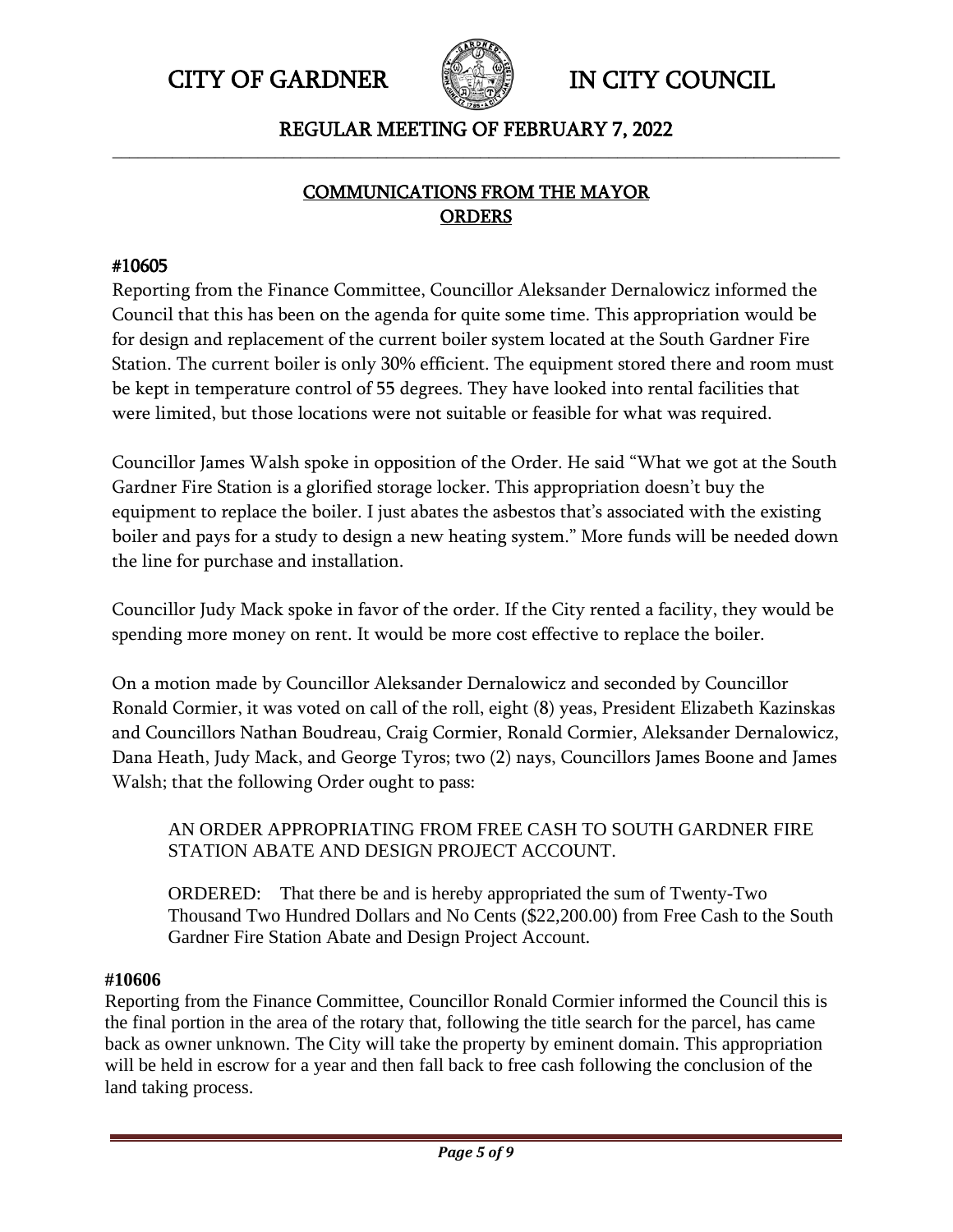# CITY OF GARDNER IN CITY COUNCIL

## REGULAR MEETING OF FEBRUARY 7, 2022

## COMMUNICATIONS FROM THE MAYOR
## ORDERS

### #10605

Reporting from the Finance Committee, Councillor Aleksander Dernalowicz informed the Council that this has been on the agenda for quite some time. This appropriation would be for design and replacement of the current boiler system located at the South Gardner Fire Station. The current boiler is only 30% efficient. The equipment stored there and room must be kept in temperature control of 55 degrees. They have looked into rental facilities that were limited, but those locations were not suitable or feasible for what was required.

Councillor James Walsh spoke in opposition of the Order. He said "What we got at the South Gardner Fire Station is a glorified storage locker. This appropriation doesn't buy the equipment to replace the boiler. I just abates the asbestos that's associated with the existing boiler and pays for a study to design a new heating system." More funds will be needed down the line for purchase and installation.

Councillor Judy Mack spoke in favor of the order. If the City rented a facility, they would be spending more money on rent. It would be more cost effective to replace the boiler.

On a motion made by Councillor Aleksander Dernalowicz and seconded by Councillor Ronald Cormier, it was voted on call of the roll, eight (8) yeas, President Elizabeth Kazinskas and Councillors Nathan Boudreau, Craig Cormier, Ronald Cormier, Aleksander Dernalowicz, Dana Heath, Judy Mack, and George Tyros; two (2) nays, Councillors James Boone and James Walsh; that the following Order ought to pass:

> AN ORDER APPROPRIATING FROM FREE CASH TO SOUTH GARDNER FIRE STATION ABATE AND DESIGN PROJECT ACCOUNT.
>
> ORDERED: That there be and is hereby appropriated the sum of Twenty-Two Thousand Two Hundred Dollars and No Cents ($22,200.00) from Free Cash to the South Gardner Fire Station Abate and Design Project Account.

### #10606

Reporting from the Finance Committee, Councillor Ronald Cormier informed the Council this is the final portion in the area of the rotary that, following the title search for the parcel, has came back as owner unknown. The City will take the property by eminent domain. This appropriation will be held in escrow for a year and then fall back to free cash following the conclusion of the land taking process.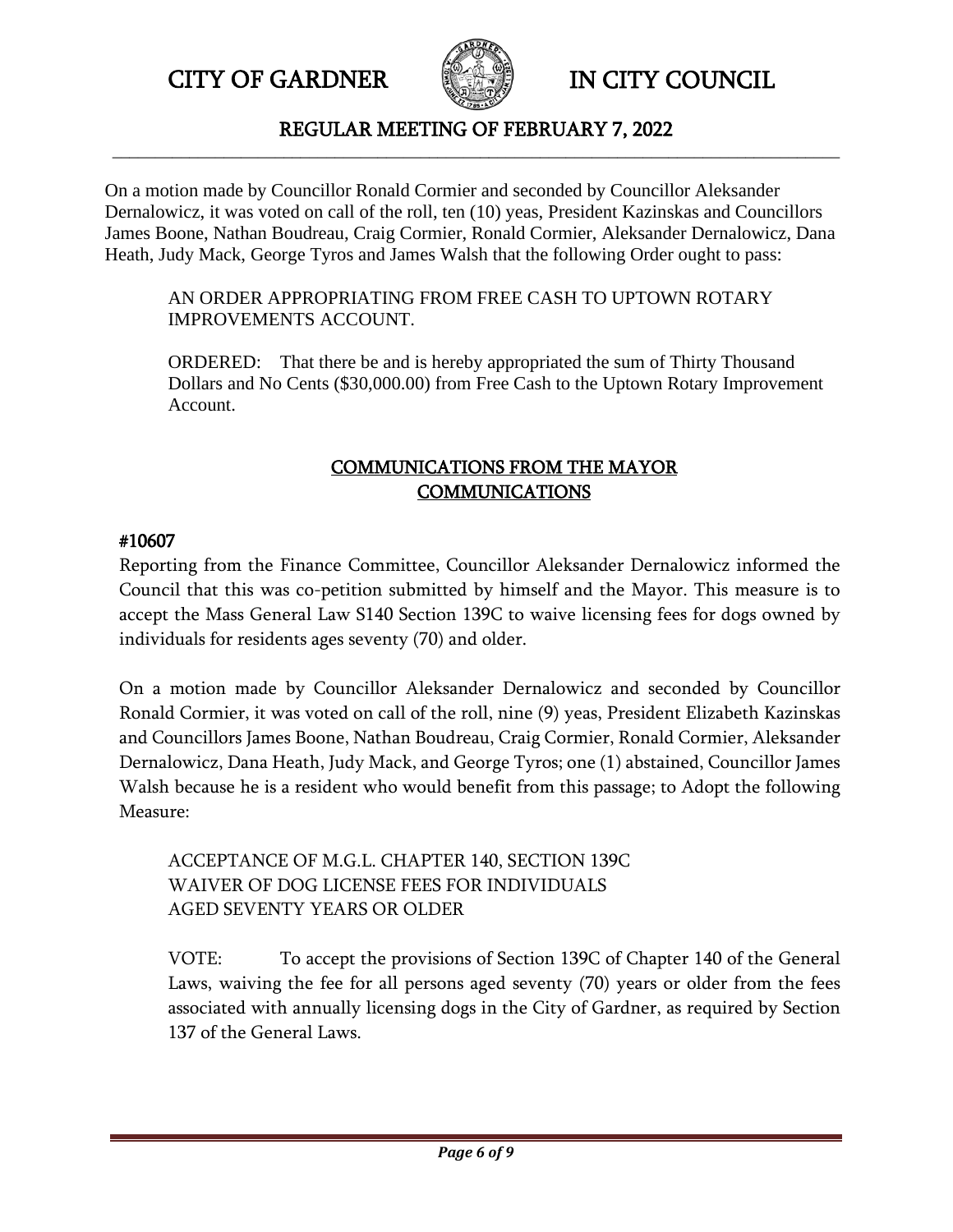On a motion made by Councillor Ronald Cormier and seconded by Councillor Aleksander Dernalowicz, it was voted on call of the roll, ten (10) yeas, President Kazinskas and Councillors James Boone, Nathan Boudreau, Craig Cormier, Ronald Cormier, Aleksander Dernalowicz, Dana Heath, Judy Mack, George Tyros and James Walsh that the following Order ought to pass:

> AN ORDER APPROPRIATING FROM FREE CASH TO UPTOWN ROTARY IMPROVEMENTS ACCOUNT.
>
> ORDERED: That there be and is hereby appropriated the sum of Thirty Thousand Dollars and No Cents ($30,000.00) from Free Cash to the Uptown Rotary Improvement Account.

## COMMUNICATIONS FROM THE MAYOR
## COMMUNICATIONS

### #10607

Reporting from the Finance Committee, Councillor Aleksander Dernalowicz informed the Council that this was co-petition submitted by himself and the Mayor. This measure is to accept the Mass General Law S140 Section 139C to waive licensing fees for dogs owned by individuals for residents ages seventy (70) and older.

On a motion made by Councillor Aleksander Dernalowicz and seconded by Councillor Ronald Cormier, it was voted on call of the roll, nine (9) yeas, President Elizabeth Kazinskas and Councillors James Boone, Nathan Boudreau, Craig Cormier, Ronald Cormier, Aleksander Dernalowicz, Dana Heath, Judy Mack, and George Tyros; one (1) abstained, Councillor James Walsh because he is a resident who would benefit from this passage; to Adopt the following Measure:

> ACCEPTANCE OF M.G.L. CHAPTER 140, SECTION 139C
> WAIVER OF DOG LICENSE FEES FOR INDIVIDUALS
> AGED SEVENTY YEARS OR OLDER
>
> VOTE: To accept the provisions of Section 139C of Chapter 140 of the General Laws, waiving the fee for all persons aged seventy (70) years or older from the fees associated with annually licensing dogs in the City of Gardner, as required by Section 137 of the General Laws.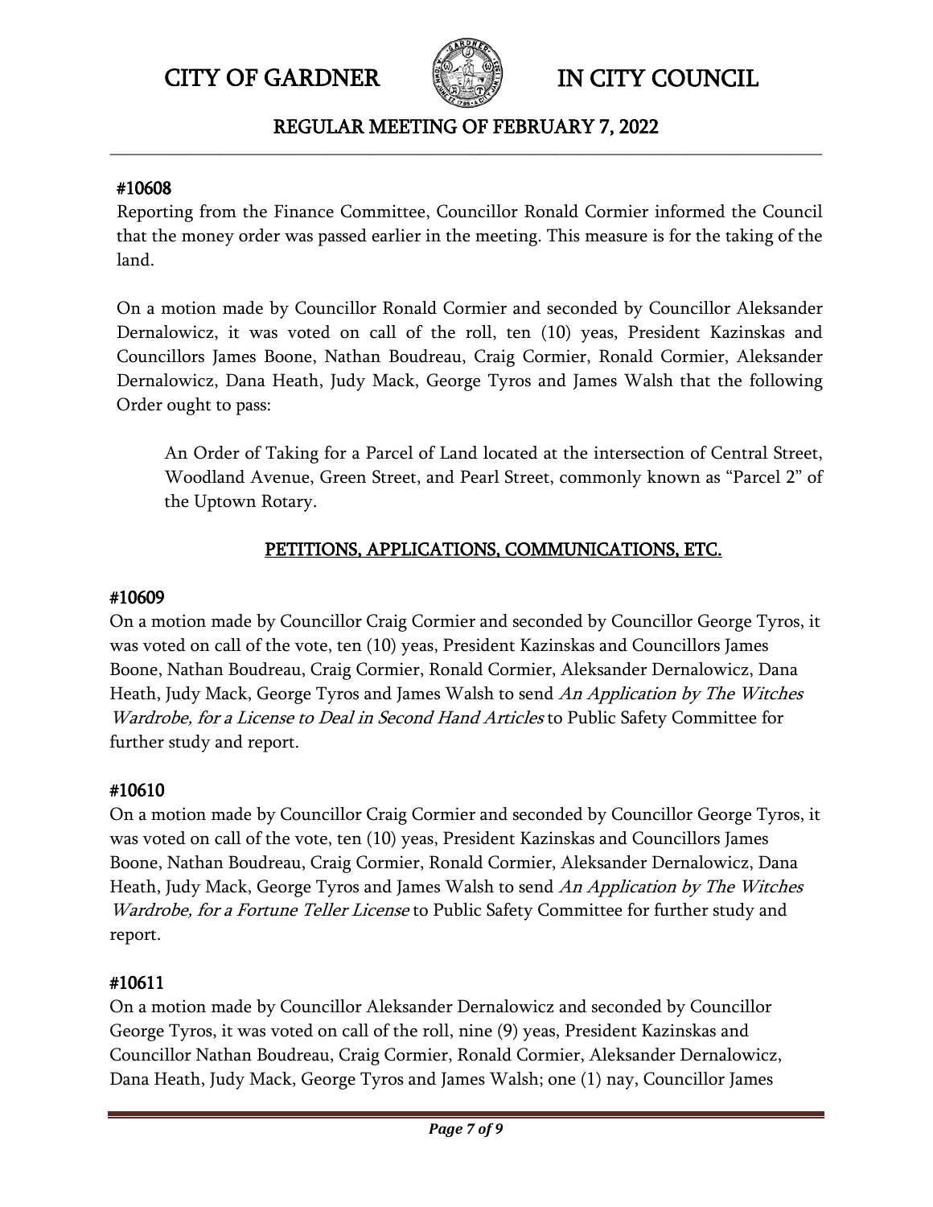#### #10608

Reporting from the Finance Committee, Councillor Ronald Cormier informed the Council that the money order was passed earlier in the meeting. This measure is for the taking of the land.

On a motion made by Councillor Ronald Cormier and seconded by Councillor Aleksander Dernalowicz, it was voted on call of the roll, ten (10) yeas, President Kazinskas and Councillors James Boone, Nathan Boudreau, Craig Cormier, Ronald Cormier, Aleksander Dernalowicz, Dana Heath, Judy Mack, George Tyros and James Walsh that the following Order ought to pass:

> An Order of Taking for a Parcel of Land located at the intersection of Central Street, Woodland Avenue, Green Street, and Pearl Street, commonly known as "Parcel 2" of the Uptown Rotary.

## PETITIONS, APPLICATIONS, COMMUNICATIONS, ETC.

#### #10609

On a motion made by Councillor Craig Cormier and seconded by Councillor George Tyros, it was voted on call of the vote, ten (10) yeas, President Kazinskas and Councillors James Boone, Nathan Boudreau, Craig Cormier, Ronald Cormier, Aleksander Dernalowicz, Dana Heath, Judy Mack, George Tyros and James Walsh to send *An Application by The Witches Wardrobe, for a License to Deal in Second Hand Articles* to Public Safety Committee for further study and report.

#### #10610

On a motion made by Councillor Craig Cormier and seconded by Councillor George Tyros, it was voted on call of the vote, ten (10) yeas, President Kazinskas and Councillors James Boone, Nathan Boudreau, Craig Cormier, Ronald Cormier, Aleksander Dernalowicz, Dana Heath, Judy Mack, George Tyros and James Walsh to send *An Application by The Witches Wardrobe, for a Fortune Teller License* to Public Safety Committee for further study and report.

#### #10611

On a motion made by Councillor Aleksander Dernalowicz and seconded by Councillor George Tyros, it was voted on call of the roll, nine (9) yeas, President Kazinskas and Councillor Nathan Boudreau, Craig Cormier, Ronald Cormier, Aleksander Dernalowicz, Dana Heath, Judy Mack, George Tyros and James Walsh; one (1) nay, Councillor James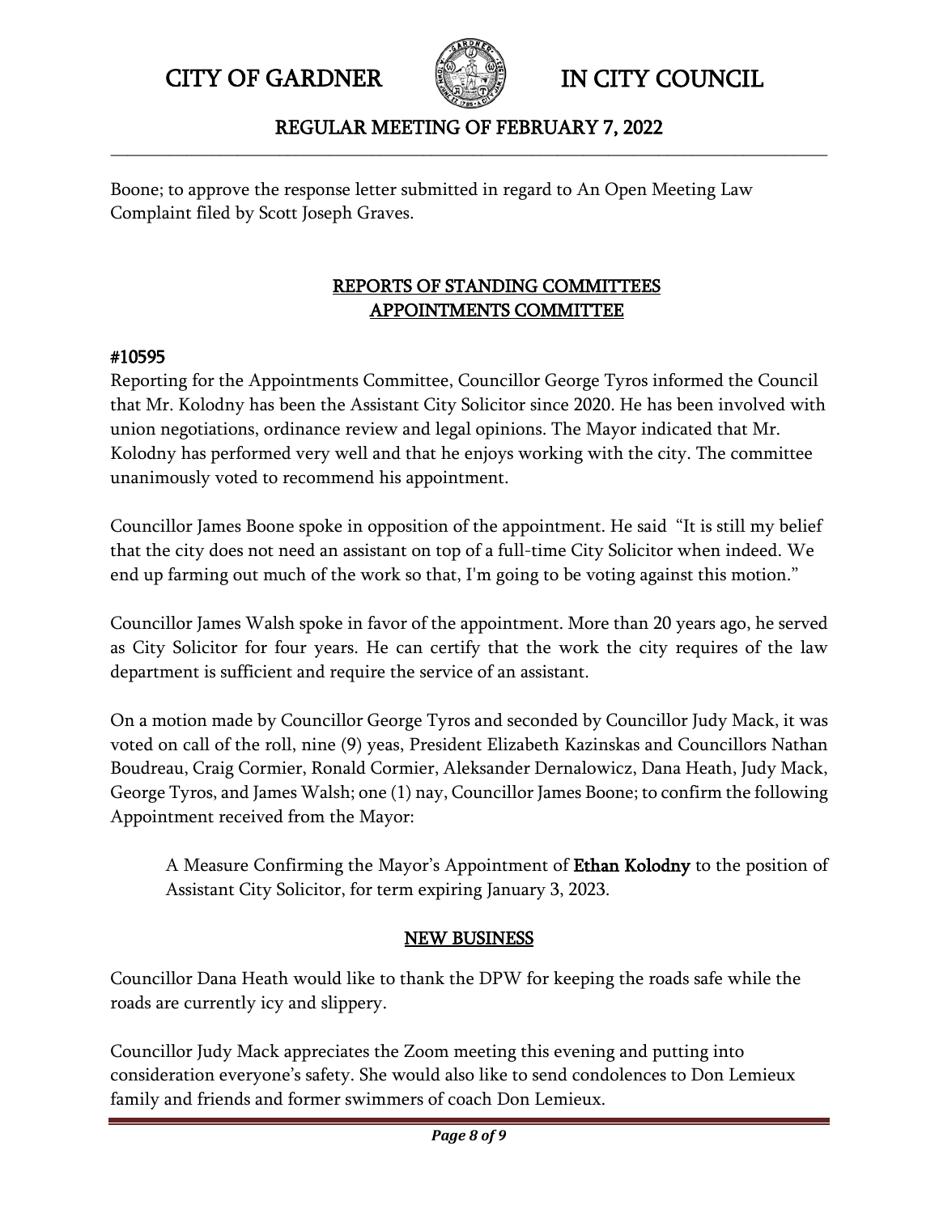Boone; to approve the response letter submitted in regard to An Open Meeting Law Complaint filed by Scott Joseph Graves.

## REPORTS OF STANDING COMMITTEES
## APPOINTMENTS COMMITTEE

**#10595**

Reporting for the Appointments Committee, Councillor George Tyros informed the Council that Mr. Kolodny has been the Assistant City Solicitor since 2020. He has been involved with union negotiations, ordinance review and legal opinions. The Mayor indicated that Mr. Kolodny has performed very well and that he enjoys working with the city. The committee unanimously voted to recommend his appointment.

Councillor James Boone spoke in opposition of the appointment. He said "It is still my belief that the city does not need an assistant on top of a full-time City Solicitor when indeed. We end up farming out much of the work so that, I'm going to be voting against this motion."

Councillor James Walsh spoke in favor of the appointment. More than 20 years ago, he served as City Solicitor for four years. He can certify that the work the city requires of the law department is sufficient and require the service of an assistant.

On a motion made by Councillor George Tyros and seconded by Councillor Judy Mack, it was voted on call of the roll, nine (9) yeas, President Elizabeth Kazinskas and Councillors Nathan Boudreau, Craig Cormier, Ronald Cormier, Aleksander Dernalowicz, Dana Heath, Judy Mack, George Tyros, and James Walsh; one (1) nay, Councillor James Boone; to confirm the following Appointment received from the Mayor:

> A Measure Confirming the Mayor's Appointment of **Ethan Kolodny** to the position of Assistant City Solicitor, for term expiring January 3, 2023.

## NEW BUSINESS

Councillor Dana Heath would like to thank the DPW for keeping the roads safe while the roads are currently icy and slippery.

Councillor Judy Mack appreciates the Zoom meeting this evening and putting into consideration everyone's safety. She would also like to send condolences to Don Lemieux family and friends and former swimmers of coach Don Lemieux.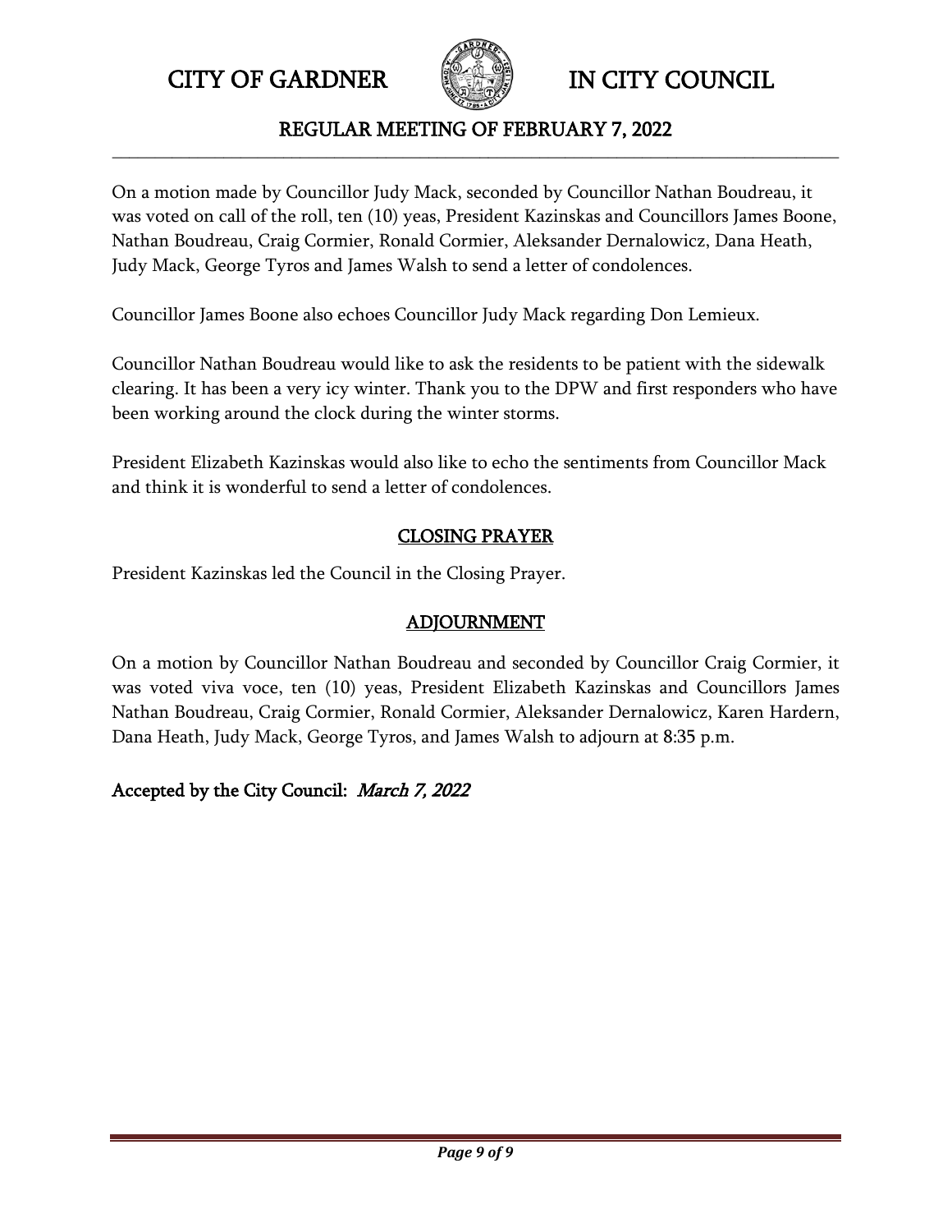On a motion made by Councillor Judy Mack, seconded by Councillor Nathan Boudreau, it was voted on call of the roll, ten (10) yeas, President Kazinskas and Councillors James Boone, Nathan Boudreau, Craig Cormier, Ronald Cormier, Aleksander Dernalowicz, Dana Heath, Judy Mack, George Tyros and James Walsh to send a letter of condolences.

Councillor James Boone also echoes Councillor Judy Mack regarding Don Lemieux.

Councillor Nathan Boudreau would like to ask the residents to be patient with the sidewalk clearing. It has been a very icy winter. Thank you to the DPW and first responders who have been working around the clock during the winter storms.

President Elizabeth Kazinskas would also like to echo the sentiments from Councillor Mack and think it is wonderful to send a letter of condolences.

## CLOSING PRAYER

President Kazinskas led the Council in the Closing Prayer.

## ADJOURNMENT

On a motion by Councillor Nathan Boudreau and seconded by Councillor Craig Cormier, it was voted viva voce, ten (10) yeas, President Elizabeth Kazinskas and Councillors James Nathan Boudreau, Craig Cormier, Ronald Cormier, Aleksander Dernalowicz, Karen Hardern, Dana Heath, Judy Mack, George Tyros, and James Walsh to adjourn at 8:35 p.m.

**Accepted by the City Council:** ***March 7, 2022***